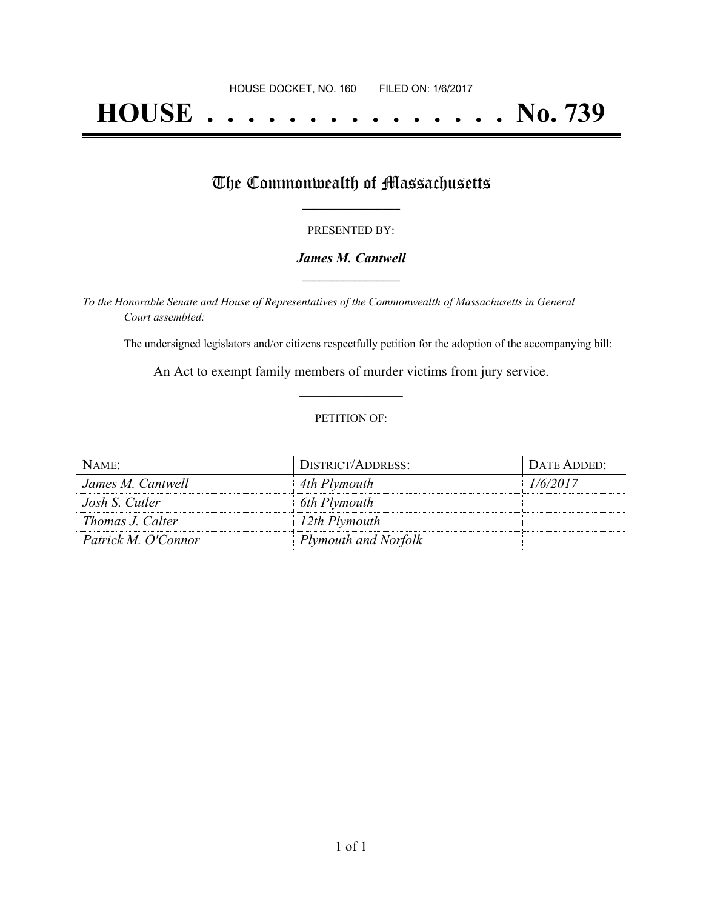HOUSE DOCKET, NO. 160 FILED ON: 1/6/2017

# HOUSE . . . . . . . . . . . . . . . . No. 739

## The Commonwealth of Massachusetts

PRESENTED BY:

***James M. Cantwell***

*To the Honorable Senate and House of Representatives of the Commonwealth of Massachusetts in General Court assembled:*

The undersigned legislators and/or citizens respectfully petition for the adoption of the accompanying bill:

An Act to exempt family members of murder victims from jury service.

PETITION OF:

| NAME: | DISTRICT/ADDRESS: | DATE ADDED: |
| --- | --- | --- |
| *James M. Cantwell* | *4th Plymouth* | *1/6/2017* |
| *Josh S. Cutler* | *6th Plymouth* | |
| *Thomas J. Calter* | *12th Plymouth* | |
| *Patrick M. O'Connor* | *Plymouth and Norfolk* | |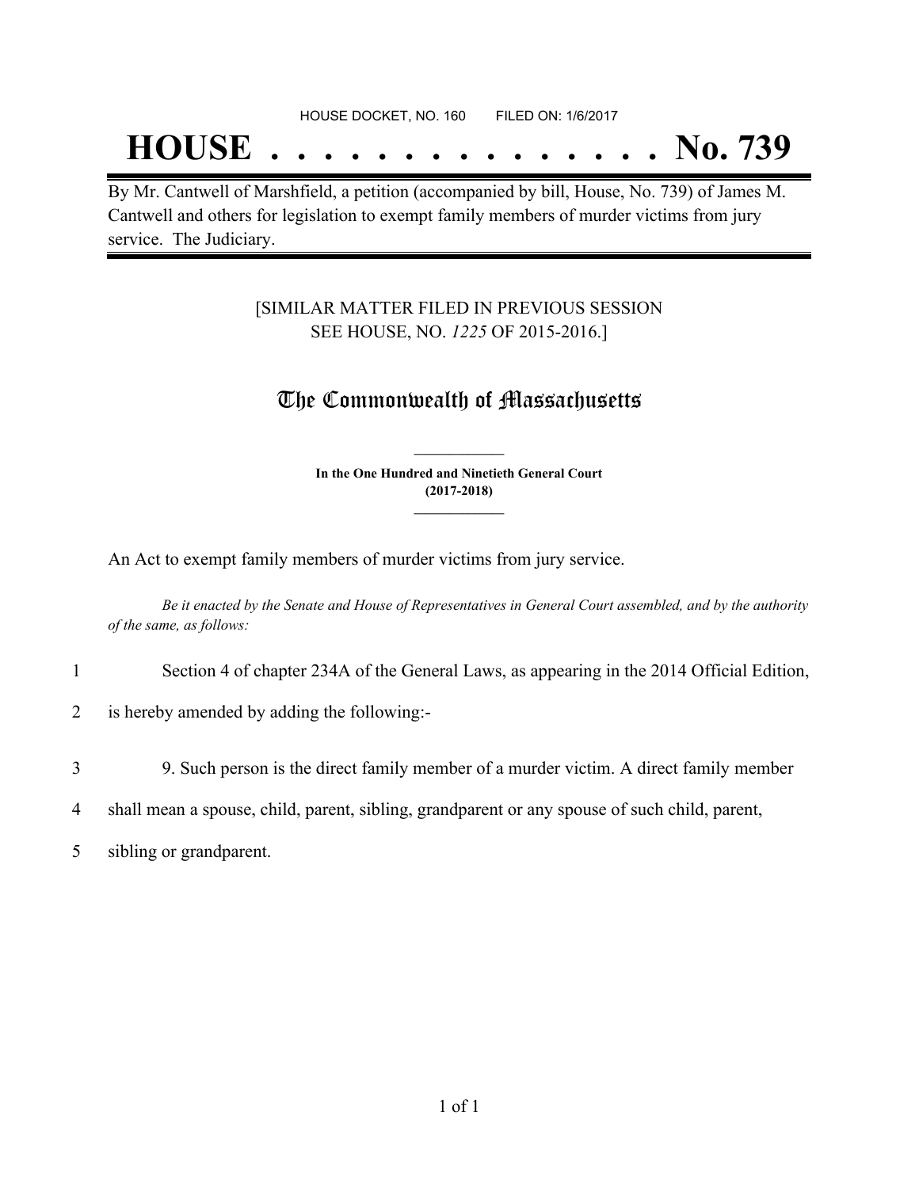HOUSE DOCKET, NO. 160 FILED ON: 1/6/2017

# HOUSE . . . . . . . . . . . . . . . No. 739

By Mr. Cantwell of Marshfield, a petition (accompanied by bill, House, No. 739) of James M. Cantwell and others for legislation to exempt family members of murder victims from jury service. The Judiciary.

[SIMILAR MATTER FILED IN PREVIOUS SESSION SEE HOUSE, NO. *1225* OF 2015-2016.]

## The Commonwealth of Massachusetts

**In the One Hundred and Ninetieth General Court (2017-2018)**

An Act to exempt family members of murder victims from jury service.

*Be it enacted by the Senate and House of Representatives in General Court assembled, and by the authority of the same, as follows:*

1 Section 4 of chapter 234A of the General Laws, as appearing in the 2014 Official Edition,
2 is hereby amended by adding the following:-

3 9. Such person is the direct family member of a murder victim. A direct family member
4 shall mean a spouse, child, parent, sibling, grandparent or any spouse of such child, parent,
5 sibling or grandparent.